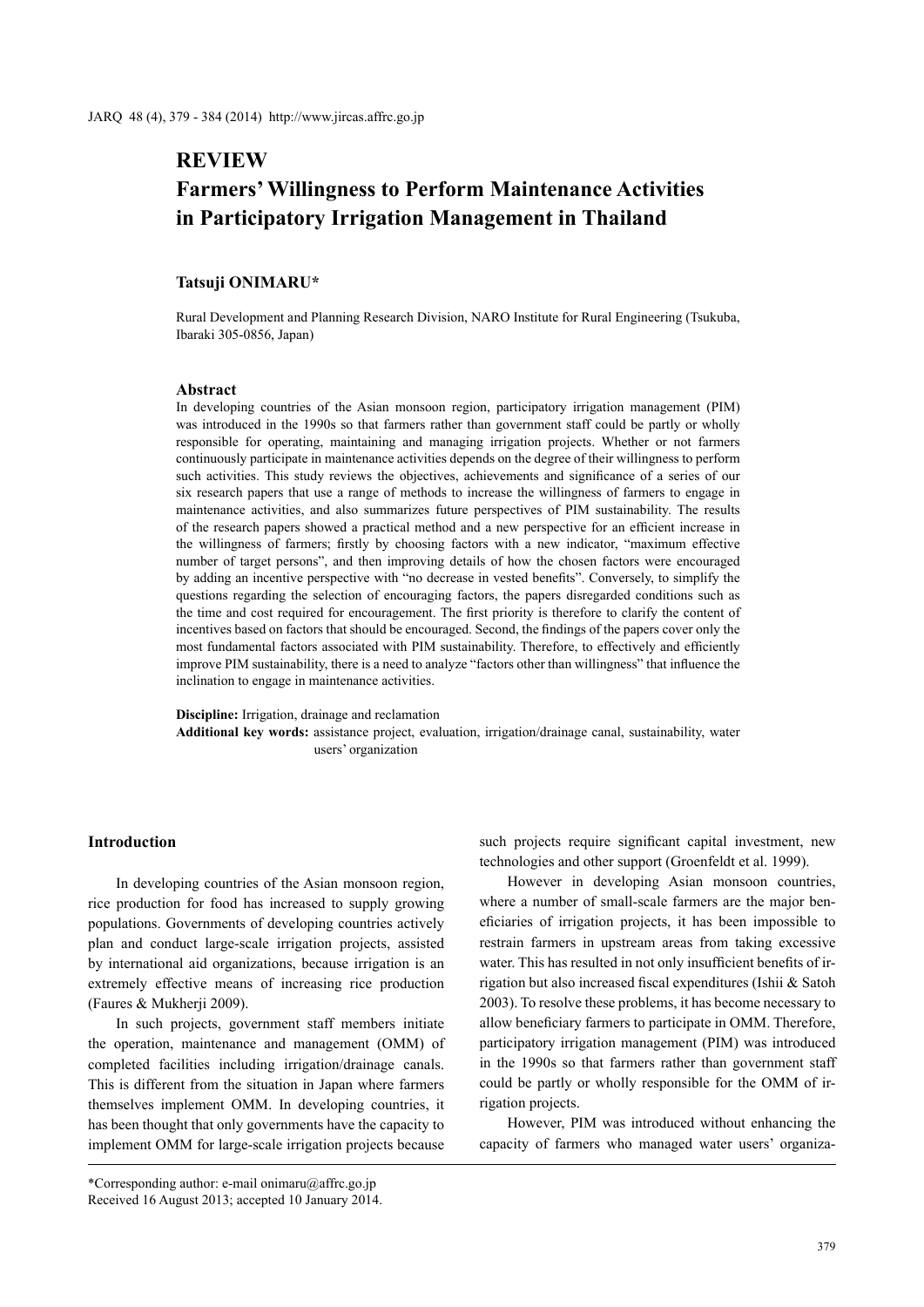# REVIEW

# Farmers' Willingness to Perform Maintenance Activities in Participatory Irrigation Management in Thailand

**Tatsuji ONIMARU***

Rural Development and Planning Research Division, NARO Institute for Rural Engineering (Tsukuba, Ibaraki 305-0856, Japan)

## Abstract

In developing countries of the Asian monsoon region, participatory irrigation management (PIM) was introduced in the 1990s so that farmers rather than government staff could be partly or wholly responsible for operating, maintaining and managing irrigation projects. Whether or not farmers continuously participate in maintenance activities depends on the degree of their willingness to perform such activities. This study reviews the objectives, achievements and significance of a series of our six research papers that use a range of methods to increase the willingness of farmers to engage in maintenance activities, and also summarizes future perspectives of PIM sustainability. The results of the research papers showed a practical method and a new perspective for an efficient increase in the willingness of farmers; firstly by choosing factors with a new indicator, "maximum effective number of target persons", and then improving details of how the chosen factors were encouraged by adding an incentive perspective with "no decrease in vested benefits". Conversely, to simplify the questions regarding the selection of encouraging factors, the papers disregarded conditions such as the time and cost required for encouragement. The first priority is therefore to clarify the content of incentives based on factors that should be encouraged. Second, the findings of the papers cover only the most fundamental factors associated with PIM sustainability. Therefore, to effectively and efficiently improve PIM sustainability, there is a need to analyze "factors other than willingness" that influence the inclination to engage in maintenance activities.

**Discipline:** Irrigation, drainage and reclamation

**Additional key words:** assistance project, evaluation, irrigation/drainage canal, sustainability, water users' organization

## Introduction

In developing countries of the Asian monsoon region, rice production for food has increased to supply growing populations. Governments of developing countries actively plan and conduct large-scale irrigation projects, assisted by international aid organizations, because irrigation is an extremely effective means of increasing rice production (Faures & Mukherji 2009).

In such projects, government staff members initiate the operation, maintenance and management (OMM) of completed facilities including irrigation/drainage canals. This is different from the situation in Japan where farmers themselves implement OMM. In developing countries, it has been thought that only governments have the capacity to implement OMM for large-scale irrigation projects because such projects require significant capital investment, new technologies and other support (Groenfeldt et al. 1999).

However in developing Asian monsoon countries, where a number of small-scale farmers are the major beneficiaries of irrigation projects, it has been impossible to restrain farmers in upstream areas from taking excessive water. This has resulted in not only insufficient benefits of irrigation but also increased fiscal expenditures (Ishii & Satoh 2003). To resolve these problems, it has become necessary to allow beneficiary farmers to participate in OMM. Therefore, participatory irrigation management (PIM) was introduced in the 1990s so that farmers rather than government staff could be partly or wholly responsible for the OMM of irrigation projects.

However, PIM was introduced without enhancing the capacity of farmers who managed water users' organiza-

*Corresponding author: e-mail onimaru@affrc.go.jp
Received 16 August 2013; accepted 10 January 2014.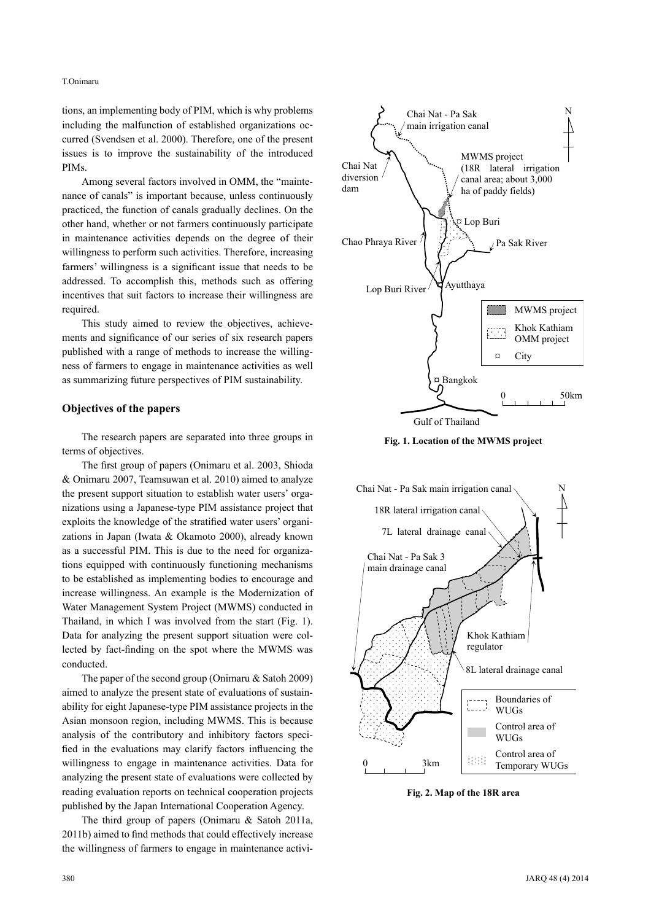tions, an implementing body of PIM, which is why problems including the malfunction of established organizations occurred (Svendsen et al. 2000). Therefore, one of the present issues is to improve the sustainability of the introduced PIMs.

Among several factors involved in OMM, the "maintenance of canals" is important because, unless continuously practiced, the function of canals gradually declines. On the other hand, whether or not farmers continuously participate in maintenance activities depends on the degree of their willingness to perform such activities. Therefore, increasing farmers' willingness is a significant issue that needs to be addressed. To accomplish this, methods such as offering incentives that suit factors to increase their willingness are required.

This study aimed to review the objectives, achievements and significance of our series of six research papers published with a range of methods to increase the willingness of farmers to engage in maintenance activities as well as summarizing future perspectives of PIM sustainability.

## Objectives of the papers

The research papers are separated into three groups in terms of objectives.

The first group of papers (Onimaru et al. 2003, Shioda & Onimaru 2007, Teamsuwan et al. 2010) aimed to analyze the present support situation to establish water users' organizations using a Japanese-type PIM assistance project that exploits the knowledge of the stratified water users' organizations in Japan (Iwata & Okamoto 2000), already known as a successful PIM. This is due to the need for organizations equipped with continuously functioning mechanisms to be established as implementing bodies to encourage and increase willingness. An example is the Modernization of Water Management System Project (MWMS) conducted in Thailand, in which I was involved from the start (Fig. 1). Data for analyzing the present support situation were collected by fact-finding on the spot where the MWMS was conducted.

The paper of the second group (Onimaru & Satoh 2009) aimed to analyze the present state of evaluations of sustainability for eight Japanese-type PIM assistance projects in the Asian monsoon region, including MWMS. This is because analysis of the contributory and inhibitory factors specified in the evaluations may clarify factors influencing the willingness to engage in maintenance activities. Data for analyzing the present state of evaluations were collected by reading evaluation reports on technical cooperation projects published by the Japan International Cooperation Agency.

The third group of papers (Onimaru & Satoh 2011a, 2011b) aimed to find methods that could effectively increase the willingness of farmers to engage in maintenance activi-

Chai Nat - Pa Sak main irrigation canal
MWMS project (18R lateral irrigation canal area; about 3,000 ha of paddy fields)
Chai Nat diversion dam
Lop Buri
Chao Phraya River
Pa Sak River
Lop Buri River
Ayutthaya
MWMS project
Khok Kathiam OMM project
City
Bangkok
0 50km
Gulf of Thailand

**Fig. 1. Location of the MWMS project**

Chai Nat - Pa Sak main irrigation canal
18R lateral irrigation canal
7L lateral drainage canal
Chai Nat - Pa Sak 3 main drainage canal
Khok Kathiam regulator
8L lateral drainage canal
Boundaries of WUGs
Control area of WUGs
Control area of Temporary WUGs
0 3km

**Fig. 2. Map of the 18R area**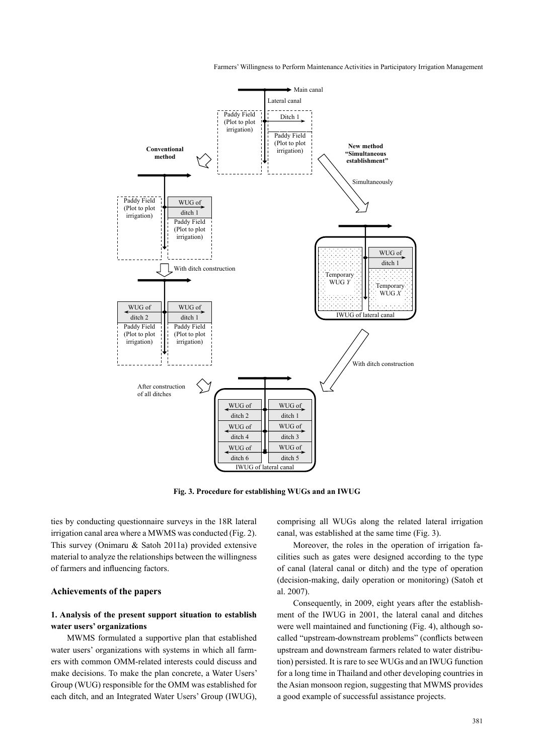Fig. 3. Procedure for establishing WUGs and an IWUG

ties by conducting questionnaire surveys in the 18R lateral irrigation canal area where a MWMS was conducted (Fig. 2). This survey (Onimaru & Satoh 2011a) provided extensive material to analyze the relationships between the willingness of farmers and influencing factors.

## Achievements of the papers

### 1. Analysis of the present support situation to establish water users' organizations

MWMS formulated a supportive plan that established water users' organizations with systems in which all farmers with common OMM-related interests could discuss and make decisions. To make the plan concrete, a Water Users' Group (WUG) responsible for the OMM was established for each ditch, and an Integrated Water Users' Group (IWUG), comprising all WUGs along the related lateral irrigation canal, was established at the same time (Fig. 3).

Moreover, the roles in the operation of irrigation facilities such as gates were designed according to the type of canal (lateral canal or ditch) and the type of operation (decision-making, daily operation or monitoring) (Satoh et al. 2007).

Consequently, in 2009, eight years after the establishment of the IWUG in 2001, the lateral canal and ditches were well maintained and functioning (Fig. 4), although so-called "upstream-downstream problems" (conflicts between upstream and downstream farmers related to water distribution) persisted. It is rare to see WUGs and an IWUG function for a long time in Thailand and other developing countries in the Asian monsoon region, suggesting that MWMS provides a good example of successful assistance projects.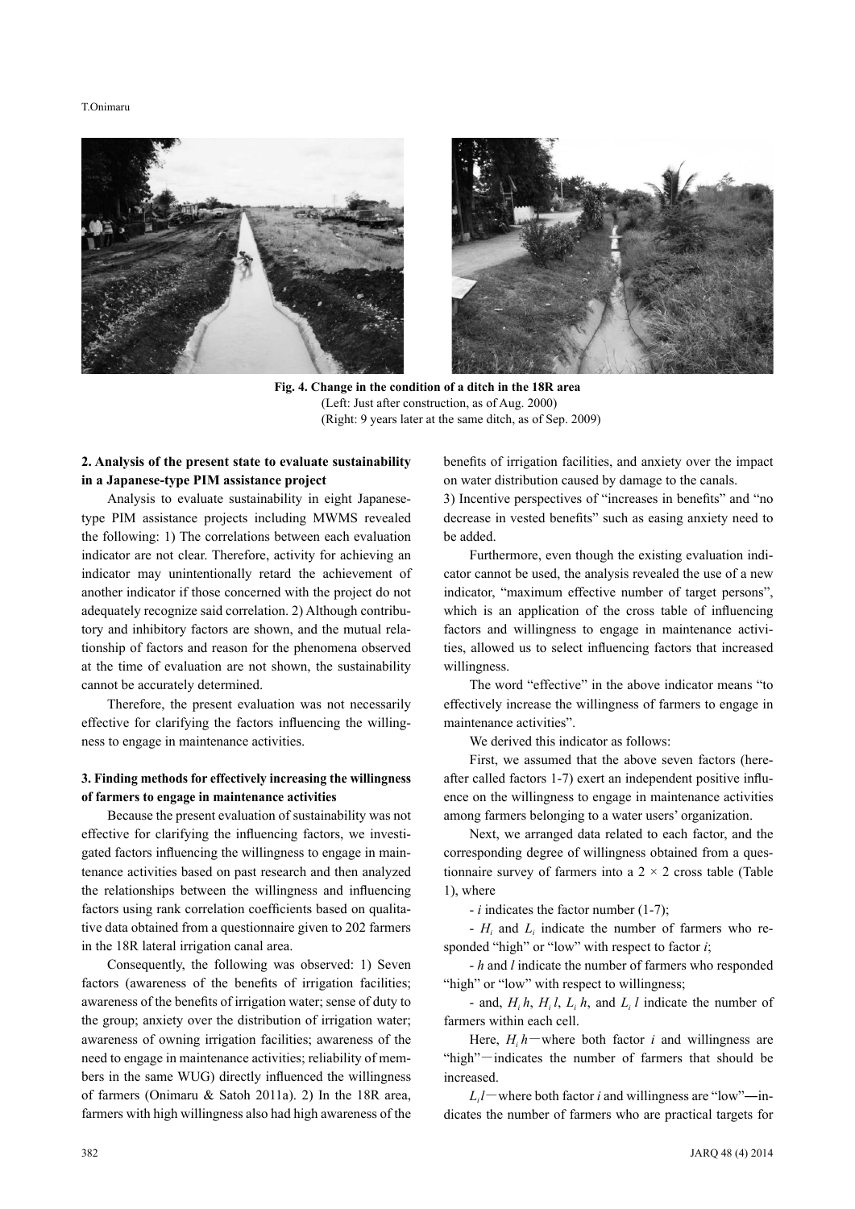**Fig. 4. Change in the condition of a ditch in the 18R area**
(Left: Just after construction, as of Aug. 2000)
(Right: 9 years later at the same ditch, as of Sep. 2009)

**2. Analysis of the present state to evaluate sustainability in a Japanese-type PIM assistance project**

Analysis to evaluate sustainability in eight Japanese-type PIM assistance projects including MWMS revealed the following: 1) The correlations between each evaluation indicator are not clear. Therefore, activity for achieving an indicator may unintentionally retard the achievement of another indicator if those concerned with the project do not adequately recognize said correlation. 2) Although contributory and inhibitory factors are shown, and the mutual relationship of factors and reason for the phenomena observed at the time of evaluation are not shown, the sustainability cannot be accurately determined.

Therefore, the present evaluation was not necessarily effective for clarifying the factors influencing the willingness to engage in maintenance activities.

**3. Finding methods for effectively increasing the willingness of farmers to engage in maintenance activities**

Because the present evaluation of sustainability was not effective for clarifying the influencing factors, we investigated factors influencing the willingness to engage in maintenance activities based on past research and then analyzed the relationships between the willingness and influencing factors using rank correlation coefficients based on qualitative data obtained from a questionnaire given to 202 farmers in the 18R lateral irrigation canal area.

Consequently, the following was observed: 1) Seven factors (awareness of the benefits of irrigation facilities; awareness of the benefits of irrigation water; sense of duty to the group; anxiety over the distribution of irrigation water; awareness of owning irrigation facilities; awareness of the need to engage in maintenance activities; reliability of members in the same WUG) directly influenced the willingness of farmers (Onimaru & Satoh 2011a). 2) In the 18R area, farmers with high willingness also had high awareness of the benefits of irrigation facilities, and anxiety over the impact on water distribution caused by damage to the canals. 3) Incentive perspectives of "increases in benefits" and "no decrease in vested benefits" such as easing anxiety need to be added.

Furthermore, even though the existing evaluation indicator cannot be used, the analysis revealed the use of a new indicator, "maximum effective number of target persons", which is an application of the cross table of influencing factors and willingness to engage in maintenance activities, allowed us to select influencing factors that increased willingness.

The word "effective" in the above indicator means "to effectively increase the willingness of farmers to engage in maintenance activities".

We derived this indicator as follows:

First, we assumed that the above seven factors (hereafter called factors 1-7) exert an independent positive influence on the willingness to engage in maintenance activities among farmers belonging to a water users' organization.

Next, we arranged data related to each factor, and the corresponding degree of willingness obtained from a questionnaire survey of farmers into a $2 \times 2$ cross table (Table 1), where

- $i$ indicates the factor number (1-7);
- $H_i$ and $L_i$ indicate the number of farmers who responded "high" or "low" with respect to factor $i$;
- $h$ and $l$ indicate the number of farmers who responded "high" or "low" with respect to willingness;
- and, $H_i h$, $H_i l$, $L_i h$, and $L_i l$ indicate the number of farmers within each cell.

Here, $H_i h$—where both factor $i$ and willingness are "high"—indicates the number of farmers that should be increased.

$L_i l$—where both factor $i$ and willingness are "low"—indicates the number of farmers who are practical targets for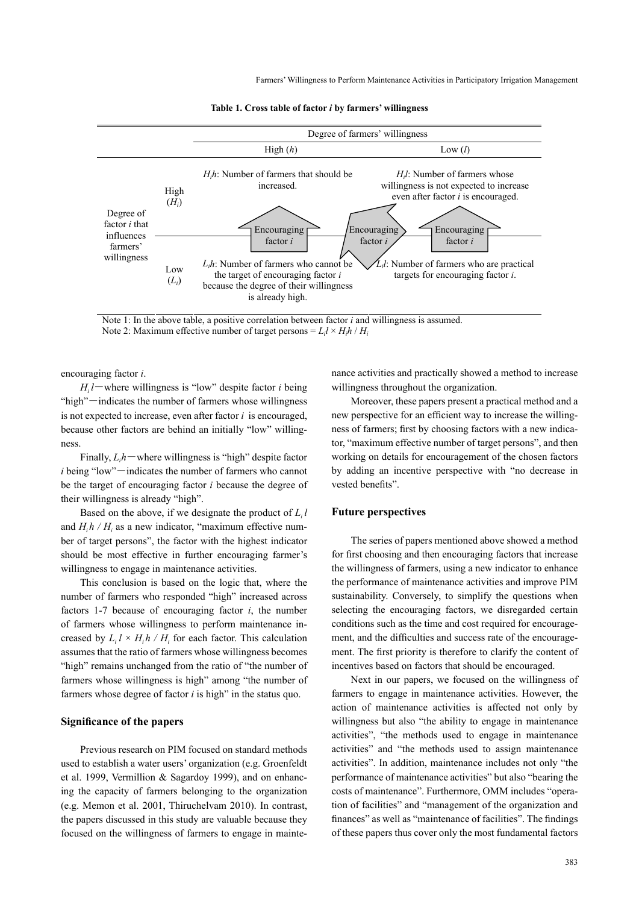**Table 1. Cross table of factor *i* by farmers' willingness**

| | | Degree of farmers' willingness | |
|---|---|---|---|
| | | High ($h$) | Low ($l$) |
| Degree of factor *i* that influences farmers' willingness | High ($H_i$) | $H_ih$: Number of farmers that should be increased. | $H_il$: Number of farmers whose willingness is not expected to increase even after factor *i* is encouraged. |
| | Low ($L_i$) | $L_ih$: Number of farmers who cannot be the target of encouraging factor *i* because the degree of their willingness is already high. | $L_il$: Number of farmers who are practical targets for encouraging factor *i*. |

(Arrows labelled "Encouraging factor *i*" point from the Low ($L_i$) row toward the High ($H_i$) row.)

Note 1: In the above table, a positive correlation between factor *i* and willingness is assumed.
Note 2: Maximum effective number of target persons = $L_il \times H_ih / H_i$

encouraging factor *i*.

$H_i l$—where willingness is "low" despite factor *i* being "high"—indicates the number of farmers whose willingness is not expected to increase, even after factor *i* is encouraged, because other factors are behind an initially "low" willingness.

Finally, $L_ih$—where willingness is "high" despite factor *i* being "low"—indicates the number of farmers who cannot be the target of encouraging factor *i* because the degree of their willingness is already "high".

Based on the above, if we designate the product of $L_i l$ and $H_i h / H_i$ as a new indicator, "maximum effective number of target persons", the factor with the highest indicator should be most effective in further encouraging farmer's willingness to engage in maintenance activities.

This conclusion is based on the logic that, where the number of farmers who responded "high" increased across factors 1-7 because of encouraging factor *i*, the number of farmers whose willingness to perform maintenance increased by $L_i l \times H_i h / H_i$ for each factor. This calculation assumes that the ratio of farmers whose willingness becomes "high" remains unchanged from the ratio of "the number of farmers whose willingness is high" among "the number of farmers whose degree of factor *i* is high" in the status quo.

## Significance of the papers

Previous research on PIM focused on standard methods used to establish a water users' organization (e.g. Groenfeldt et al. 1999, Vermillion & Sagardoy 1999), and on enhancing the capacity of farmers belonging to the organization (e.g. Memon et al. 2001, Thiruchelvam 2010). In contrast, the papers discussed in this study are valuable because they focused on the willingness of farmers to engage in maintenance activities and practically showed a method to increase willingness throughout the organization.

Moreover, these papers present a practical method and a new perspective for an efficient way to increase the willingness of farmers; first by choosing factors with a new indicator, "maximum effective number of target persons", and then working on details for encouragement of the chosen factors by adding an incentive perspective with "no decrease in vested benefits".

## Future perspectives

The series of papers mentioned above showed a method for first choosing and then encouraging factors that increase the willingness of farmers, using a new indicator to enhance the performance of maintenance activities and improve PIM sustainability. Conversely, to simplify the questions when selecting the encouraging factors, we disregarded certain conditions such as the time and cost required for encouragement, and the difficulties and success rate of the encouragement. The first priority is therefore to clarify the content of incentives based on factors that should be encouraged.

Next in our papers, we focused on the willingness of farmers to engage in maintenance activities. However, the action of maintenance activities is affected not only by willingness but also "the ability to engage in maintenance activities", "the methods used to engage in maintenance activities" and "the methods used to assign maintenance activities". In addition, maintenance includes not only "the performance of maintenance activities" but also "bearing the costs of maintenance". Furthermore, OMM includes "operation of facilities" and "management of the organization and finances" as well as "maintenance of facilities". The findings of these papers thus cover only the most fundamental factors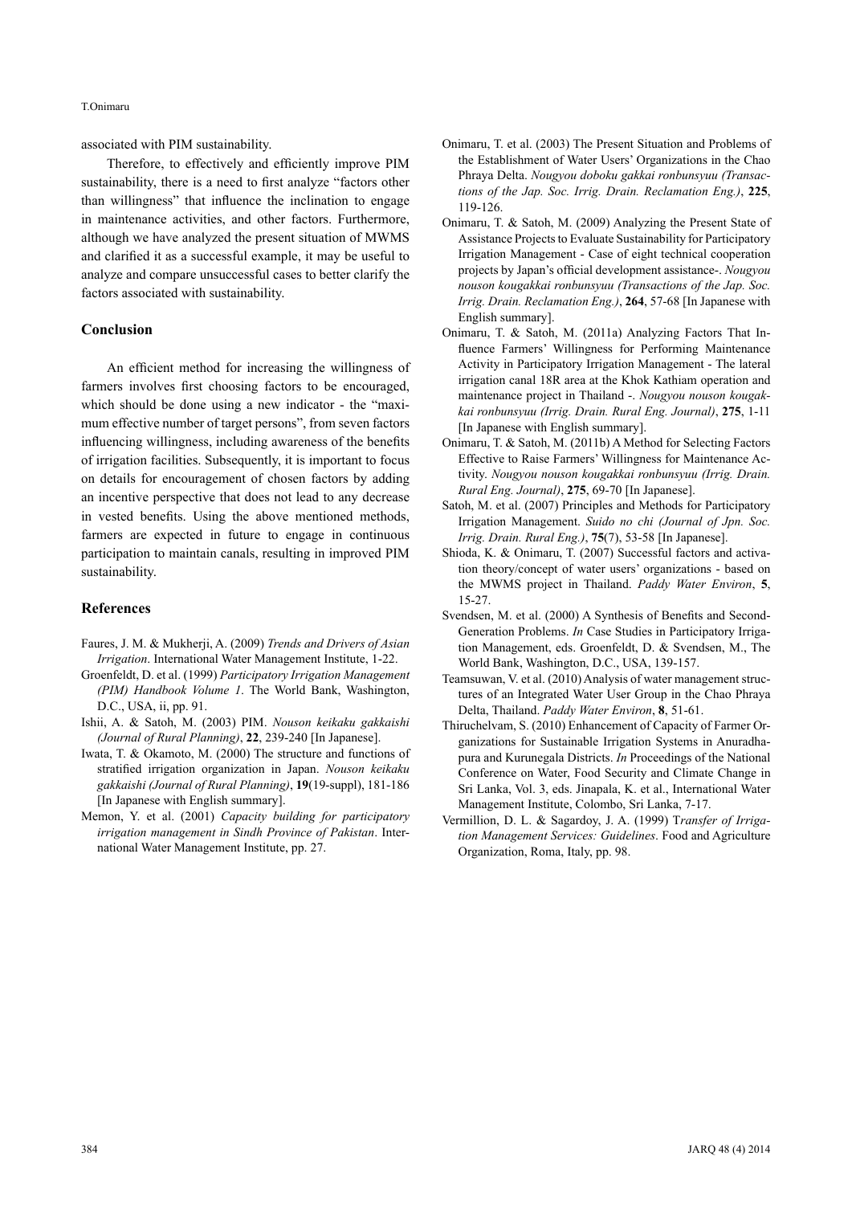associated with PIM sustainability.

Therefore, to effectively and efficiently improve PIM sustainability, there is a need to first analyze "factors other than willingness" that influence the inclination to engage in maintenance activities, and other factors. Furthermore, although we have analyzed the present situation of MWMS and clarified it as a successful example, it may be useful to analyze and compare unsuccessful cases to better clarify the factors associated with sustainability.

## Conclusion

An efficient method for increasing the willingness of farmers involves first choosing factors to be encouraged, which should be done using a new indicator - the "maximum effective number of target persons", from seven factors influencing willingness, including awareness of the benefits of irrigation facilities. Subsequently, it is important to focus on details for encouragement of chosen factors by adding an incentive perspective that does not lead to any decrease in vested benefits. Using the above mentioned methods, farmers are expected in future to engage in continuous participation to maintain canals, resulting in improved PIM sustainability.

## References

Faures, J. M. & Mukherji, A. (2009) *Trends and Drivers of Asian Irrigation*. International Water Management Institute, 1-22.

Groenfeldt, D. et al. (1999) *Participatory Irrigation Management (PIM) Handbook Volume 1*. The World Bank, Washington, D.C., USA, ii, pp. 91.

Ishii, A. & Satoh, M. (2003) PIM. *Nouson keikaku gakkaishi (Journal of Rural Planning)*, **22**, 239-240 [In Japanese].

Iwata, T. & Okamoto, M. (2000) The structure and functions of stratified irrigation organization in Japan. *Nouson keikaku gakkaishi (Journal of Rural Planning)*, **19**(19-suppl), 181-186 [In Japanese with English summary].

Memon, Y. et al. (2001) *Capacity building for participatory irrigation management in Sindh Province of Pakistan*. International Water Management Institute, pp. 27.

Onimaru, T. et al. (2003) The Present Situation and Problems of the Establishment of Water Users' Organizations in the Chao Phraya Delta. *Nougyou doboku gakkai ronbunsyuu (Transactions of the Jap. Soc. Irrig. Drain. Reclamation Eng.)*, **225**, 119-126.

Onimaru, T. & Satoh, M. (2009) Analyzing the Present State of Assistance Projects to Evaluate Sustainability for Participatory Irrigation Management - Case of eight technical cooperation projects by Japan's official development assistance-. *Nougyou nouson kougakkai ronbunsyuu (Transactions of the Jap. Soc. Irrig. Drain. Reclamation Eng.)*, **264**, 57-68 [In Japanese with English summary].

Onimaru, T. & Satoh, M. (2011a) Analyzing Factors That Influence Farmers' Willingness for Performing Maintenance Activity in Participatory Irrigation Management - The lateral irrigation canal 18R area at the Khok Kathiam operation and maintenance project in Thailand -. *Nougyou nouson kougakkai ronbunsyuu (Irrig. Drain. Rural Eng. Journal)*, **275**, 1-11 [In Japanese with English summary].

Onimaru, T. & Satoh, M. (2011b) A Method for Selecting Factors Effective to Raise Farmers' Willingness for Maintenance Activity. *Nougyou nouson kougakkai ronbunsyuu (Irrig. Drain. Rural Eng. Journal)*, **275**, 69-70 [In Japanese].

Satoh, M. et al. (2007) Principles and Methods for Participatory Irrigation Management. *Suido no chi (Journal of Jpn. Soc. Irrig. Drain. Rural Eng.)*, **75**(7), 53-58 [In Japanese].

Shioda, K. & Onimaru, T. (2007) Successful factors and activation theory/concept of water users' organizations - based on the MWMS project in Thailand. *Paddy Water Environ*, **5**, 15-27.

Svendsen, M. et al. (2000) A Synthesis of Benefits and Second-Generation Problems. *In* Case Studies in Participatory Irrigation Management, eds. Groenfeldt, D. & Svendsen, M., The World Bank, Washington, D.C., USA, 139-157.

Teamsuwan, V. et al. (2010) Analysis of water management structures of an Integrated Water User Group in the Chao Phraya Delta, Thailand. *Paddy Water Environ*, **8**, 51-61.

Thiruchelvam, S. (2010) Enhancement of Capacity of Farmer Organizations for Sustainable Irrigation Systems in Anuradhapura and Kurunegala Districts. *In* Proceedings of the National Conference on Water, Food Security and Climate Change in Sri Lanka, Vol. 3, eds. Jinapala, K. et al., International Water Management Institute, Colombo, Sri Lanka, 7-17.

Vermillion, D. L. & Sagardoy, J. A. (1999) T*ransfer of Irrigation Management Services: Guidelines*. Food and Agriculture Organization, Roma, Italy, pp. 98.